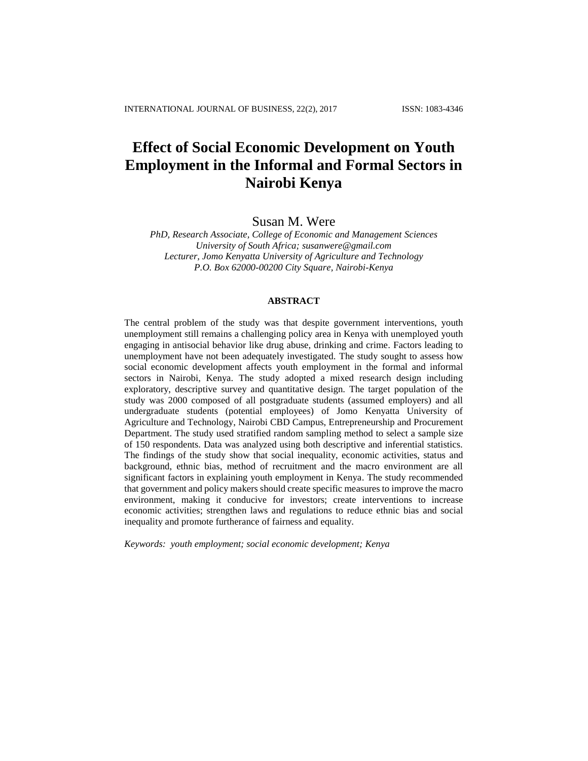# Effect of Social Economic Development on Youth Employment in the Informal and Formal Sectors in Nairobi Kenya

Susan M. Were

*PhD, Research Associate, College of Economic and Management Sciences*
*University of South Africa; susanwere@gmail.com*
*Lecturer, Jomo Kenyatta University of Agriculture and Technology*
*P.O. Box 62000-00200 City Square, Nairobi-Kenya*

## ABSTRACT

The central problem of the study was that despite government interventions, youth unemployment still remains a challenging policy area in Kenya with unemployed youth engaging in antisocial behavior like drug abuse, drinking and crime. Factors leading to unemployment have not been adequately investigated. The study sought to assess how social economic development affects youth employment in the formal and informal sectors in Nairobi, Kenya. The study adopted a mixed research design including exploratory, descriptive survey and quantitative design. The target population of the study was 2000 composed of all postgraduate students (assumed employers) and all undergraduate students (potential employees) of Jomo Kenyatta University of Agriculture and Technology, Nairobi CBD Campus, Entrepreneurship and Procurement Department. The study used stratified random sampling method to select a sample size of 150 respondents. Data was analyzed using both descriptive and inferential statistics. The findings of the study show that social inequality, economic activities, status and background, ethnic bias, method of recruitment and the macro environment are all significant factors in explaining youth employment in Kenya. The study recommended that government and policy makers should create specific measures to improve the macro environment, making it conducive for investors; create interventions to increase economic activities; strengthen laws and regulations to reduce ethnic bias and social inequality and promote furtherance of fairness and equality.

*Keywords: youth employment; social economic development; Kenya*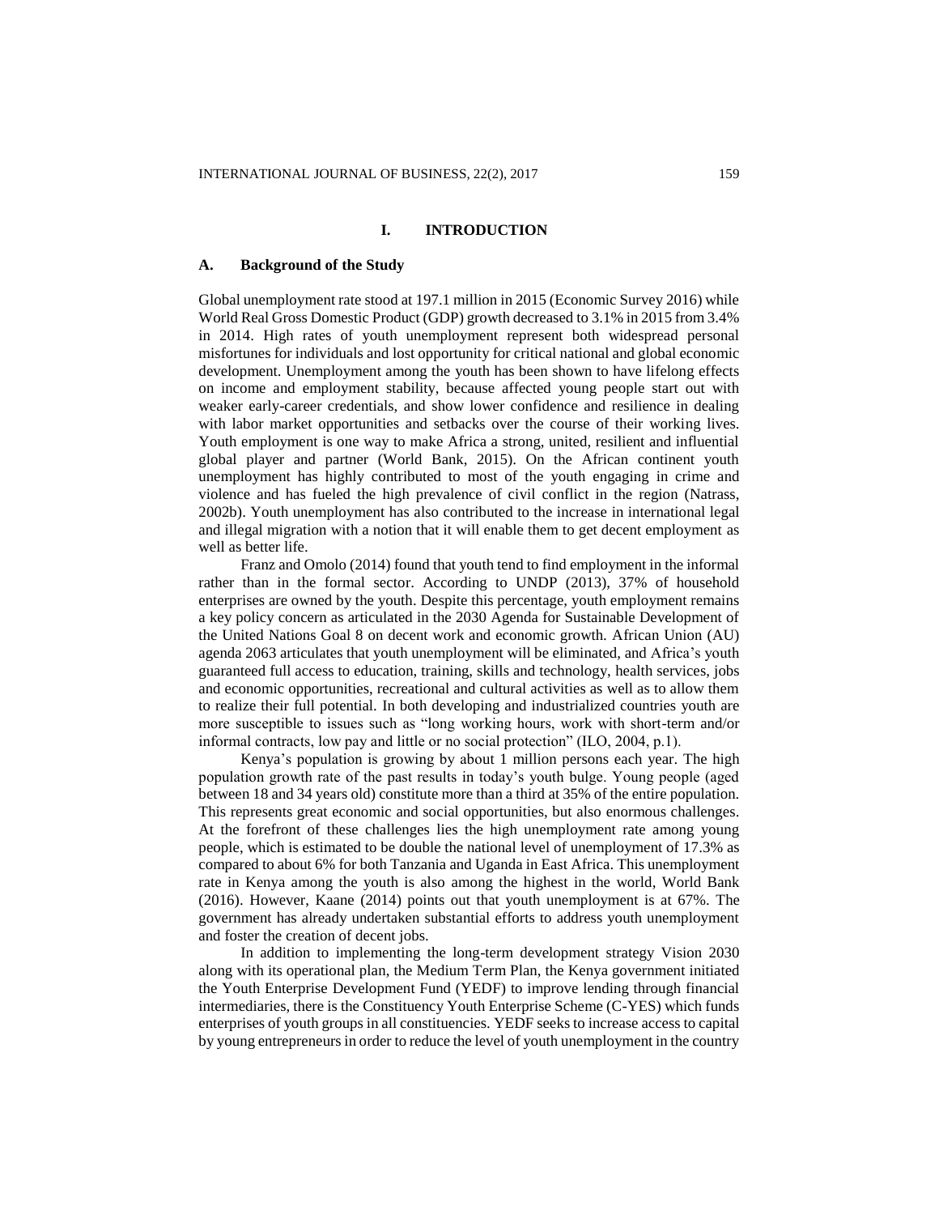# I. INTRODUCTION

## A. Background of the Study

Global unemployment rate stood at 197.1 million in 2015 (Economic Survey 2016) while World Real Gross Domestic Product (GDP) growth decreased to 3.1% in 2015 from 3.4% in 2014. High rates of youth unemployment represent both widespread personal misfortunes for individuals and lost opportunity for critical national and global economic development. Unemployment among the youth has been shown to have lifelong effects on income and employment stability, because affected young people start out with weaker early-career credentials, and show lower confidence and resilience in dealing with labor market opportunities and setbacks over the course of their working lives. Youth employment is one way to make Africa a strong, united, resilient and influential global player and partner (World Bank, 2015). On the African continent youth unemployment has highly contributed to most of the youth engaging in crime and violence and has fueled the high prevalence of civil conflict in the region (Natrass, 2002b). Youth unemployment has also contributed to the increase in international legal and illegal migration with a notion that it will enable them to get decent employment as well as better life.

Franz and Omolo (2014) found that youth tend to find employment in the informal rather than in the formal sector. According to UNDP (2013), 37% of household enterprises are owned by the youth. Despite this percentage, youth employment remains a key policy concern as articulated in the 2030 Agenda for Sustainable Development of the United Nations Goal 8 on decent work and economic growth. African Union (AU) agenda 2063 articulates that youth unemployment will be eliminated, and Africa's youth guaranteed full access to education, training, skills and technology, health services, jobs and economic opportunities, recreational and cultural activities as well as to allow them to realize their full potential. In both developing and industrialized countries youth are more susceptible to issues such as "long working hours, work with short-term and/or informal contracts, low pay and little or no social protection" (ILO, 2004, p.1).

Kenya's population is growing by about 1 million persons each year. The high population growth rate of the past results in today's youth bulge. Young people (aged between 18 and 34 years old) constitute more than a third at 35% of the entire population. This represents great economic and social opportunities, but also enormous challenges. At the forefront of these challenges lies the high unemployment rate among young people, which is estimated to be double the national level of unemployment of 17.3% as compared to about 6% for both Tanzania and Uganda in East Africa. This unemployment rate in Kenya among the youth is also among the highest in the world, World Bank (2016). However, Kaane (2014) points out that youth unemployment is at 67%. The government has already undertaken substantial efforts to address youth unemployment and foster the creation of decent jobs.

In addition to implementing the long-term development strategy Vision 2030 along with its operational plan, the Medium Term Plan, the Kenya government initiated the Youth Enterprise Development Fund (YEDF) to improve lending through financial intermediaries, there is the Constituency Youth Enterprise Scheme (C-YES) which funds enterprises of youth groups in all constituencies. YEDF seeks to increase access to capital by young entrepreneurs in order to reduce the level of youth unemployment in the country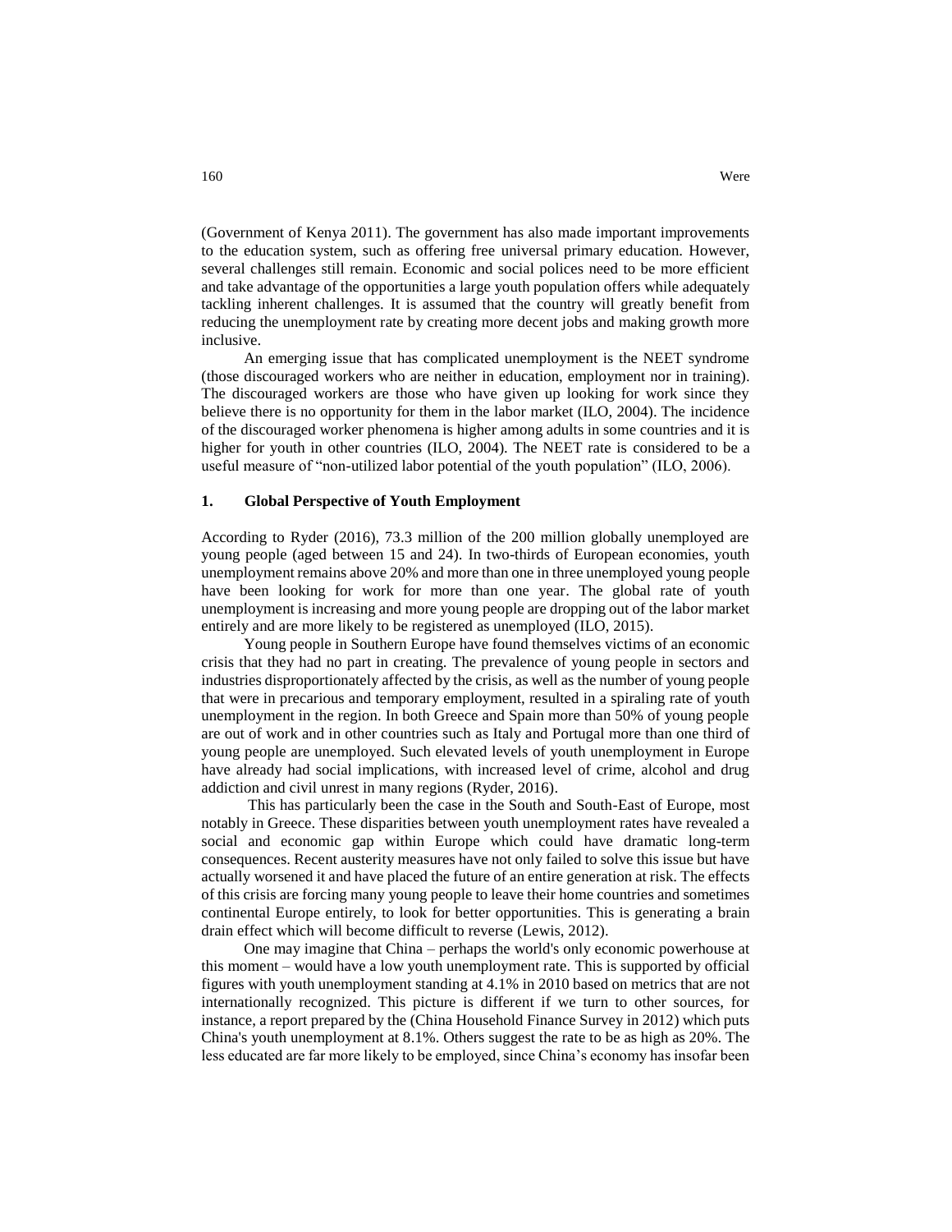(Government of Kenya 2011). The government has also made important improvements to the education system, such as offering free universal primary education. However, several challenges still remain. Economic and social polices need to be more efficient and take advantage of the opportunities a large youth population offers while adequately tackling inherent challenges. It is assumed that the country will greatly benefit from reducing the unemployment rate by creating more decent jobs and making growth more inclusive.

An emerging issue that has complicated unemployment is the NEET syndrome (those discouraged workers who are neither in education, employment nor in training). The discouraged workers are those who have given up looking for work since they believe there is no opportunity for them in the labor market (ILO, 2004). The incidence of the discouraged worker phenomena is higher among adults in some countries and it is higher for youth in other countries (ILO, 2004). The NEET rate is considered to be a useful measure of "non-utilized labor potential of the youth population" (ILO, 2006).

## 1. Global Perspective of Youth Employment

According to Ryder (2016), 73.3 million of the 200 million globally unemployed are young people (aged between 15 and 24). In two-thirds of European economies, youth unemployment remains above 20% and more than one in three unemployed young people have been looking for work for more than one year. The global rate of youth unemployment is increasing and more young people are dropping out of the labor market entirely and are more likely to be registered as unemployed (ILO, 2015).

Young people in Southern Europe have found themselves victims of an economic crisis that they had no part in creating. The prevalence of young people in sectors and industries disproportionately affected by the crisis, as well as the number of young people that were in precarious and temporary employment, resulted in a spiraling rate of youth unemployment in the region. In both Greece and Spain more than 50% of young people are out of work and in other countries such as Italy and Portugal more than one third of young people are unemployed. Such elevated levels of youth unemployment in Europe have already had social implications, with increased level of crime, alcohol and drug addiction and civil unrest in many regions (Ryder, 2016).

This has particularly been the case in the South and South-East of Europe, most notably in Greece. These disparities between youth unemployment rates have revealed a social and economic gap within Europe which could have dramatic long-term consequences. Recent austerity measures have not only failed to solve this issue but have actually worsened it and have placed the future of an entire generation at risk. The effects of this crisis are forcing many young people to leave their home countries and sometimes continental Europe entirely, to look for better opportunities. This is generating a brain drain effect which will become difficult to reverse (Lewis, 2012).

One may imagine that China – perhaps the world's only economic powerhouse at this moment – would have a low youth unemployment rate. This is supported by official figures with youth unemployment standing at 4.1% in 2010 based on metrics that are not internationally recognized. This picture is different if we turn to other sources, for instance, a report prepared by the (China Household Finance Survey in 2012) which puts China's youth unemployment at 8.1%. Others suggest the rate to be as high as 20%. The less educated are far more likely to be employed, since China's economy has insofar been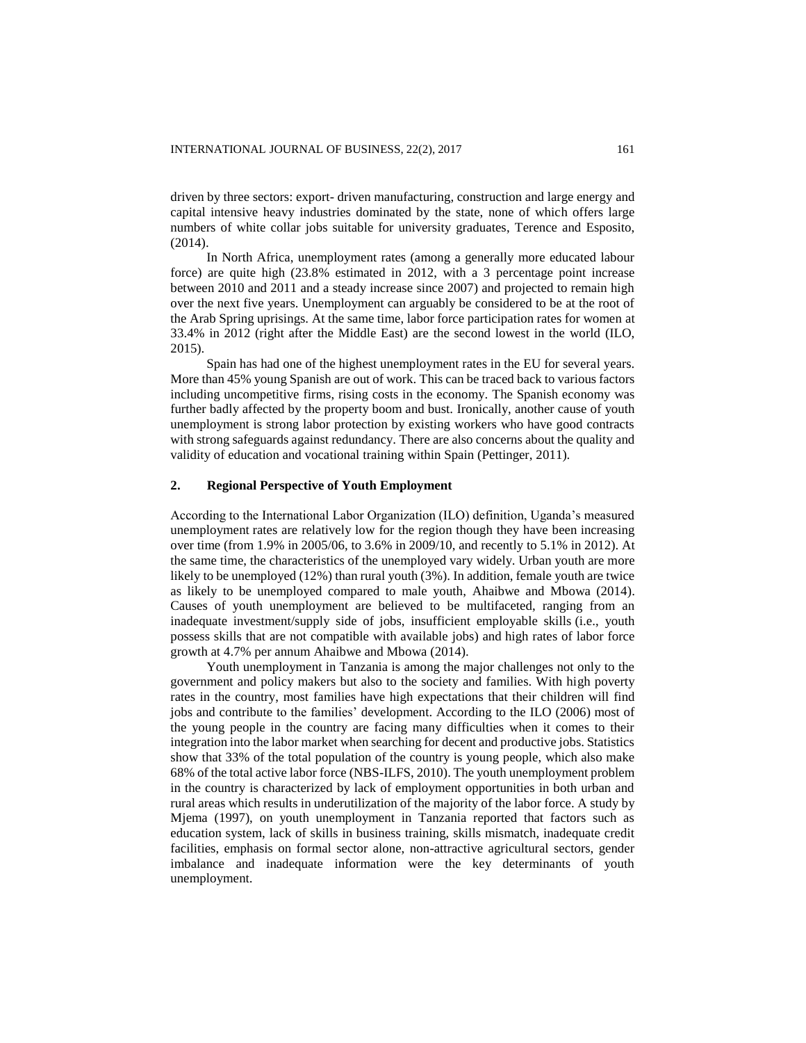driven by three sectors: export- driven manufacturing, construction and large energy and capital intensive heavy industries dominated by the state, none of which offers large numbers of white collar jobs suitable for university graduates, Terence and Esposito, (2014).

In North Africa, unemployment rates (among a generally more educated labour force) are quite high (23.8% estimated in 2012, with a 3 percentage point increase between 2010 and 2011 and a steady increase since 2007) and projected to remain high over the next five years. Unemployment can arguably be considered to be at the root of the Arab Spring uprisings. At the same time, labor force participation rates for women at 33.4% in 2012 (right after the Middle East) are the second lowest in the world (ILO, 2015).

Spain has had one of the highest unemployment rates in the EU for several years. More than 45% young Spanish are out of work. This can be traced back to various factors including uncompetitive firms, rising costs in the economy. The Spanish economy was further badly affected by the property boom and bust. Ironically, another cause of youth unemployment is strong labor protection by existing workers who have good contracts with strong safeguards against redundancy. There are also concerns about the quality and validity of education and vocational training within Spain (Pettinger, 2011).

## 2. Regional Perspective of Youth Employment

According to the International Labor Organization (ILO) definition, Uganda's measured unemployment rates are relatively low for the region though they have been increasing over time (from 1.9% in 2005/06, to 3.6% in 2009/10, and recently to 5.1% in 2012). At the same time, the characteristics of the unemployed vary widely. Urban youth are more likely to be unemployed (12%) than rural youth (3%). In addition, female youth are twice as likely to be unemployed compared to male youth, Ahaibwe and Mbowa (2014). Causes of youth unemployment are believed to be multifaceted, ranging from an inadequate investment/supply side of jobs, insufficient employable skills (i.e., youth possess skills that are not compatible with available jobs) and high rates of labor force growth at 4.7% per annum Ahaibwe and Mbowa (2014).

Youth unemployment in Tanzania is among the major challenges not only to the government and policy makers but also to the society and families. With high poverty rates in the country, most families have high expectations that their children will find jobs and contribute to the families' development. According to the ILO (2006) most of the young people in the country are facing many difficulties when it comes to their integration into the labor market when searching for decent and productive jobs. Statistics show that 33% of the total population of the country is young people, which also make 68% of the total active labor force (NBS-ILFS, 2010). The youth unemployment problem in the country is characterized by lack of employment opportunities in both urban and rural areas which results in underutilization of the majority of the labor force. A study by Mjema (1997), on youth unemployment in Tanzania reported that factors such as education system, lack of skills in business training, skills mismatch, inadequate credit facilities, emphasis on formal sector alone, non-attractive agricultural sectors, gender imbalance and inadequate information were the key determinants of youth unemployment.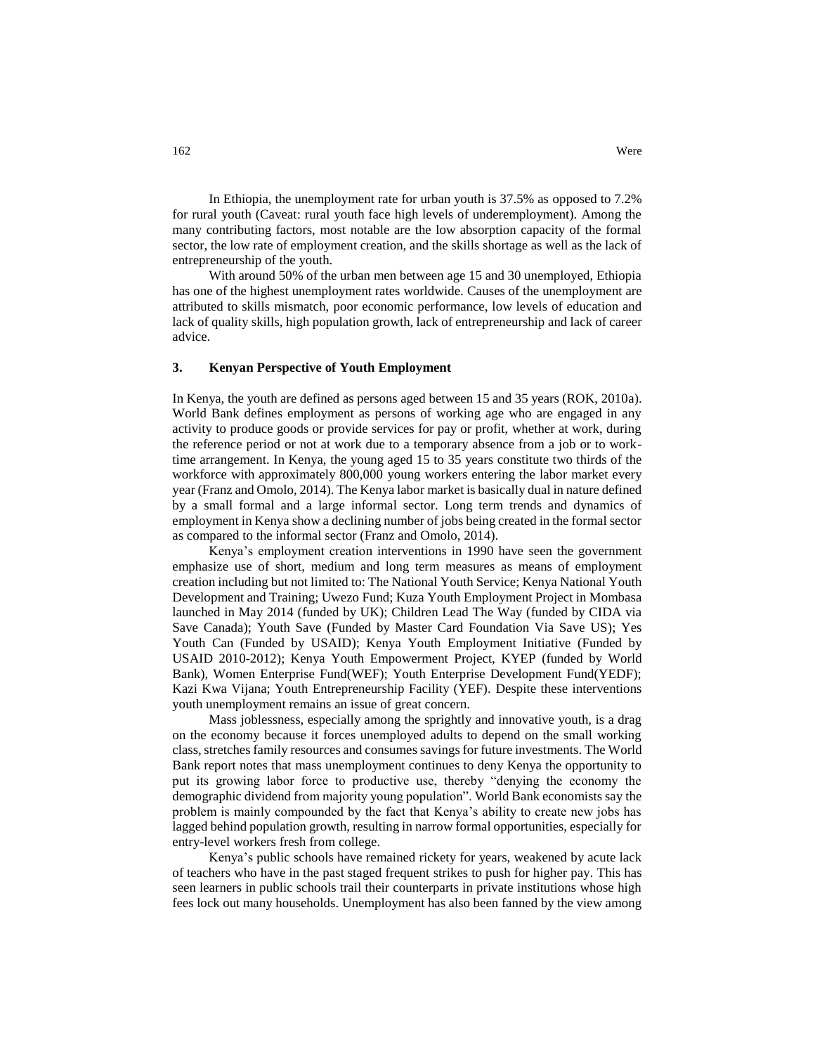In Ethiopia, the unemployment rate for urban youth is 37.5% as opposed to 7.2% for rural youth (Caveat: rural youth face high levels of underemployment). Among the many contributing factors, most notable are the low absorption capacity of the formal sector, the low rate of employment creation, and the skills shortage as well as the lack of entrepreneurship of the youth.

With around 50% of the urban men between age 15 and 30 unemployed, Ethiopia has one of the highest unemployment rates worldwide. Causes of the unemployment are attributed to skills mismatch, poor economic performance, low levels of education and lack of quality skills, high population growth, lack of entrepreneurship and lack of career advice.

## 3. Kenyan Perspective of Youth Employment

In Kenya, the youth are defined as persons aged between 15 and 35 years (ROK, 2010a). World Bank defines employment as persons of working age who are engaged in any activity to produce goods or provide services for pay or profit, whether at work, during the reference period or not at work due to a temporary absence from a job or to work-time arrangement. In Kenya, the young aged 15 to 35 years constitute two thirds of the workforce with approximately 800,000 young workers entering the labor market every year (Franz and Omolo, 2014). The Kenya labor market is basically dual in nature defined by a small formal and a large informal sector. Long term trends and dynamics of employment in Kenya show a declining number of jobs being created in the formal sector as compared to the informal sector (Franz and Omolo, 2014).

Kenya's employment creation interventions in 1990 have seen the government emphasize use of short, medium and long term measures as means of employment creation including but not limited to: The National Youth Service; Kenya National Youth Development and Training; Uwezo Fund; Kuza Youth Employment Project in Mombasa launched in May 2014 (funded by UK); Children Lead The Way (funded by CIDA via Save Canada); Youth Save (Funded by Master Card Foundation Via Save US); Yes Youth Can (Funded by USAID); Kenya Youth Employment Initiative (Funded by USAID 2010-2012); Kenya Youth Empowerment Project, KYEP (funded by World Bank), Women Enterprise Fund(WEF); Youth Enterprise Development Fund(YEDF); Kazi Kwa Vijana; Youth Entrepreneurship Facility (YEF). Despite these interventions youth unemployment remains an issue of great concern.

Mass joblessness, especially among the sprightly and innovative youth, is a drag on the economy because it forces unemployed adults to depend on the small working class, stretches family resources and consumes savings for future investments. The World Bank report notes that mass unemployment continues to deny Kenya the opportunity to put its growing labor force to productive use, thereby "denying the economy the demographic dividend from majority young population". World Bank economists say the problem is mainly compounded by the fact that Kenya's ability to create new jobs has lagged behind population growth, resulting in narrow formal opportunities, especially for entry-level workers fresh from college.

Kenya's public schools have remained rickety for years, weakened by acute lack of teachers who have in the past staged frequent strikes to push for higher pay. This has seen learners in public schools trail their counterparts in private institutions whose high fees lock out many households. Unemployment has also been fanned by the view among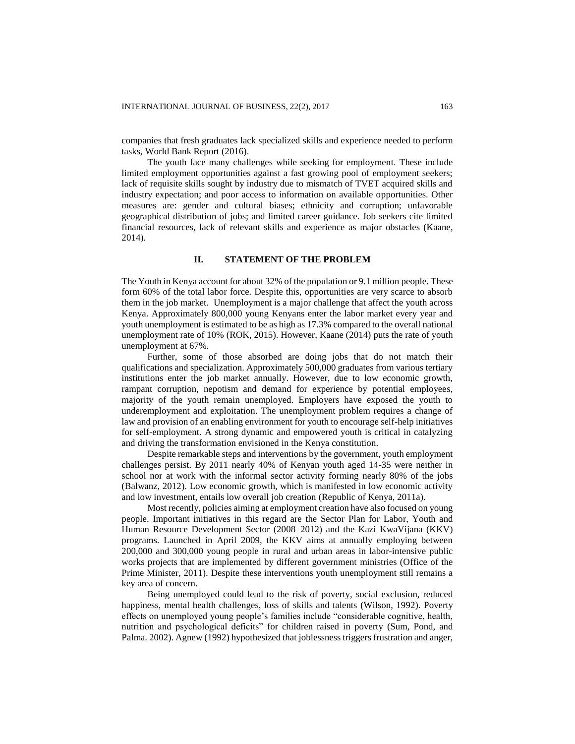companies that fresh graduates lack specialized skills and experience needed to perform tasks, World Bank Report (2016).

The youth face many challenges while seeking for employment. These include limited employment opportunities against a fast growing pool of employment seekers; lack of requisite skills sought by industry due to mismatch of TVET acquired skills and industry expectation; and poor access to information on available opportunities. Other measures are: gender and cultural biases; ethnicity and corruption; unfavorable geographical distribution of jobs; and limited career guidance. Job seekers cite limited financial resources, lack of relevant skills and experience as major obstacles (Kaane, 2014).

## II. STATEMENT OF THE PROBLEM

The Youth in Kenya account for about 32% of the population or 9.1 million people. These form 60% of the total labor force. Despite this, opportunities are very scarce to absorb them in the job market. Unemployment is a major challenge that affect the youth across Kenya. Approximately 800,000 young Kenyans enter the labor market every year and youth unemployment is estimated to be as high as 17.3% compared to the overall national unemployment rate of 10% (ROK, 2015). However, Kaane (2014) puts the rate of youth unemployment at 67%.

Further, some of those absorbed are doing jobs that do not match their qualifications and specialization. Approximately 500,000 graduates from various tertiary institutions enter the job market annually. However, due to low economic growth, rampant corruption, nepotism and demand for experience by potential employees, majority of the youth remain unemployed. Employers have exposed the youth to underemployment and exploitation. The unemployment problem requires a change of law and provision of an enabling environment for youth to encourage self-help initiatives for self-employment. A strong dynamic and empowered youth is critical in catalyzing and driving the transformation envisioned in the Kenya constitution.

Despite remarkable steps and interventions by the government, youth employment challenges persist. By 2011 nearly 40% of Kenyan youth aged 14-35 were neither in school nor at work with the informal sector activity forming nearly 80% of the jobs (Balwanz, 2012). Low economic growth, which is manifested in low economic activity and low investment, entails low overall job creation (Republic of Kenya, 2011a).

Most recently, policies aiming at employment creation have also focused on young people. Important initiatives in this regard are the Sector Plan for Labor, Youth and Human Resource Development Sector (2008–2012) and the Kazi KwaVijana (KKV) programs. Launched in April 2009, the KKV aims at annually employing between 200,000 and 300,000 young people in rural and urban areas in labor-intensive public works projects that are implemented by different government ministries (Office of the Prime Minister, 2011). Despite these interventions youth unemployment still remains a key area of concern.

Being unemployed could lead to the risk of poverty, social exclusion, reduced happiness, mental health challenges, loss of skills and talents (Wilson, 1992). Poverty effects on unemployed young people's families include "considerable cognitive, health, nutrition and psychological deficits" for children raised in poverty (Sum, Pond, and Palma. 2002). Agnew (1992) hypothesized that joblessness triggers frustration and anger,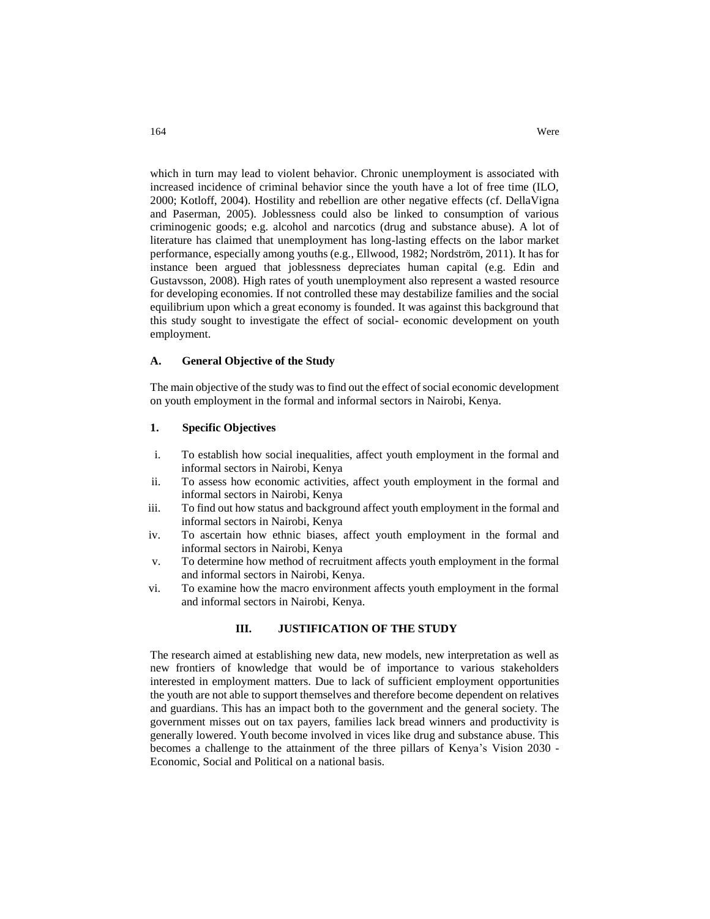which in turn may lead to violent behavior. Chronic unemployment is associated with increased incidence of criminal behavior since the youth have a lot of free time (ILO, 2000; Kotloff, 2004). Hostility and rebellion are other negative effects (cf. DellaVigna and Paserman, 2005). Joblessness could also be linked to consumption of various criminogenic goods; e.g. alcohol and narcotics (drug and substance abuse). A lot of literature has claimed that unemployment has long-lasting effects on the labor market performance, especially among youths (e.g., Ellwood, 1982; Nordström, 2011). It has for instance been argued that joblessness depreciates human capital (e.g. Edin and Gustavsson, 2008). High rates of youth unemployment also represent a wasted resource for developing economies. If not controlled these may destabilize families and the social equilibrium upon which a great economy is founded. It was against this background that this study sought to investigate the effect of social- economic development on youth employment.

### A. General Objective of the Study

The main objective of the study was to find out the effect of social economic development on youth employment in the formal and informal sectors in Nairobi, Kenya.

#### 1. Specific Objectives

i. To establish how social inequalities, affect youth employment in the formal and informal sectors in Nairobi, Kenya
ii. To assess how economic activities, affect youth employment in the formal and informal sectors in Nairobi, Kenya
iii. To find out how status and background affect youth employment in the formal and informal sectors in Nairobi, Kenya
iv. To ascertain how ethnic biases, affect youth employment in the formal and informal sectors in Nairobi, Kenya
v. To determine how method of recruitment affects youth employment in the formal and informal sectors in Nairobi, Kenya.
vi. To examine how the macro environment affects youth employment in the formal and informal sectors in Nairobi, Kenya.

## III. JUSTIFICATION OF THE STUDY

The research aimed at establishing new data, new models, new interpretation as well as new frontiers of knowledge that would be of importance to various stakeholders interested in employment matters. Due to lack of sufficient employment opportunities the youth are not able to support themselves and therefore become dependent on relatives and guardians. This has an impact both to the government and the general society. The government misses out on tax payers, families lack bread winners and productivity is generally lowered. Youth become involved in vices like drug and substance abuse. This becomes a challenge to the attainment of the three pillars of Kenya's Vision 2030 - Economic, Social and Political on a national basis.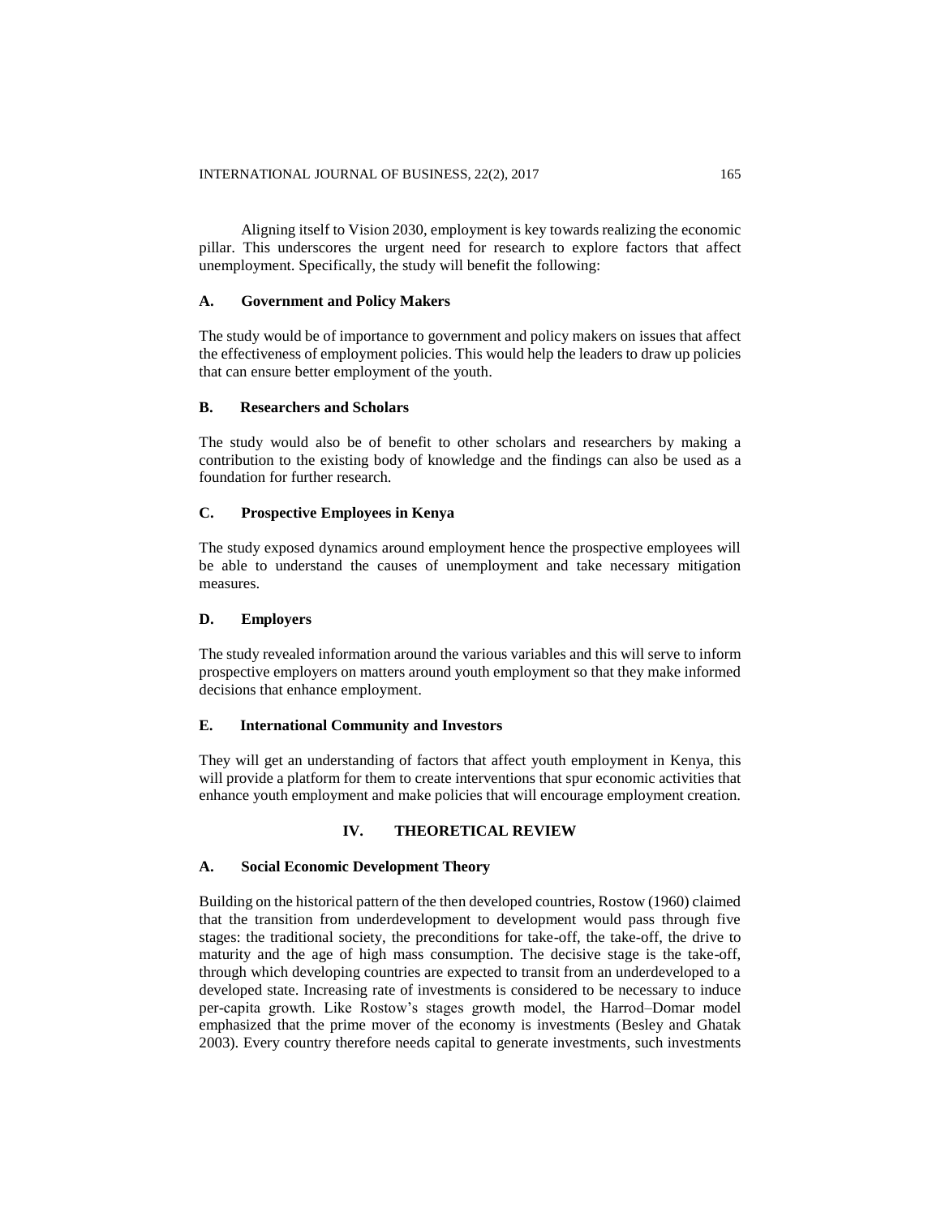Aligning itself to Vision 2030, employment is key towards realizing the economic pillar. This underscores the urgent need for research to explore factors that affect unemployment. Specifically, the study will benefit the following:

### A. Government and Policy Makers

The study would be of importance to government and policy makers on issues that affect the effectiveness of employment policies. This would help the leaders to draw up policies that can ensure better employment of the youth.

### B. Researchers and Scholars

The study would also be of benefit to other scholars and researchers by making a contribution to the existing body of knowledge and the findings can also be used as a foundation for further research.

### C. Prospective Employees in Kenya

The study exposed dynamics around employment hence the prospective employees will be able to understand the causes of unemployment and take necessary mitigation measures.

### D. Employers

The study revealed information around the various variables and this will serve to inform prospective employers on matters around youth employment so that they make informed decisions that enhance employment.

### E. International Community and Investors

They will get an understanding of factors that affect youth employment in Kenya, this will provide a platform for them to create interventions that spur economic activities that enhance youth employment and make policies that will encourage employment creation.

## IV. THEORETICAL REVIEW

### A. Social Economic Development Theory

Building on the historical pattern of the then developed countries, Rostow (1960) claimed that the transition from underdevelopment to development would pass through five stages: the traditional society, the preconditions for take-off, the take-off, the drive to maturity and the age of high mass consumption. The decisive stage is the take-off, through which developing countries are expected to transit from an underdeveloped to a developed state. Increasing rate of investments is considered to be necessary to induce per-capita growth. Like Rostow's stages growth model, the Harrod–Domar model emphasized that the prime mover of the economy is investments (Besley and Ghatak 2003). Every country therefore needs capital to generate investments, such investments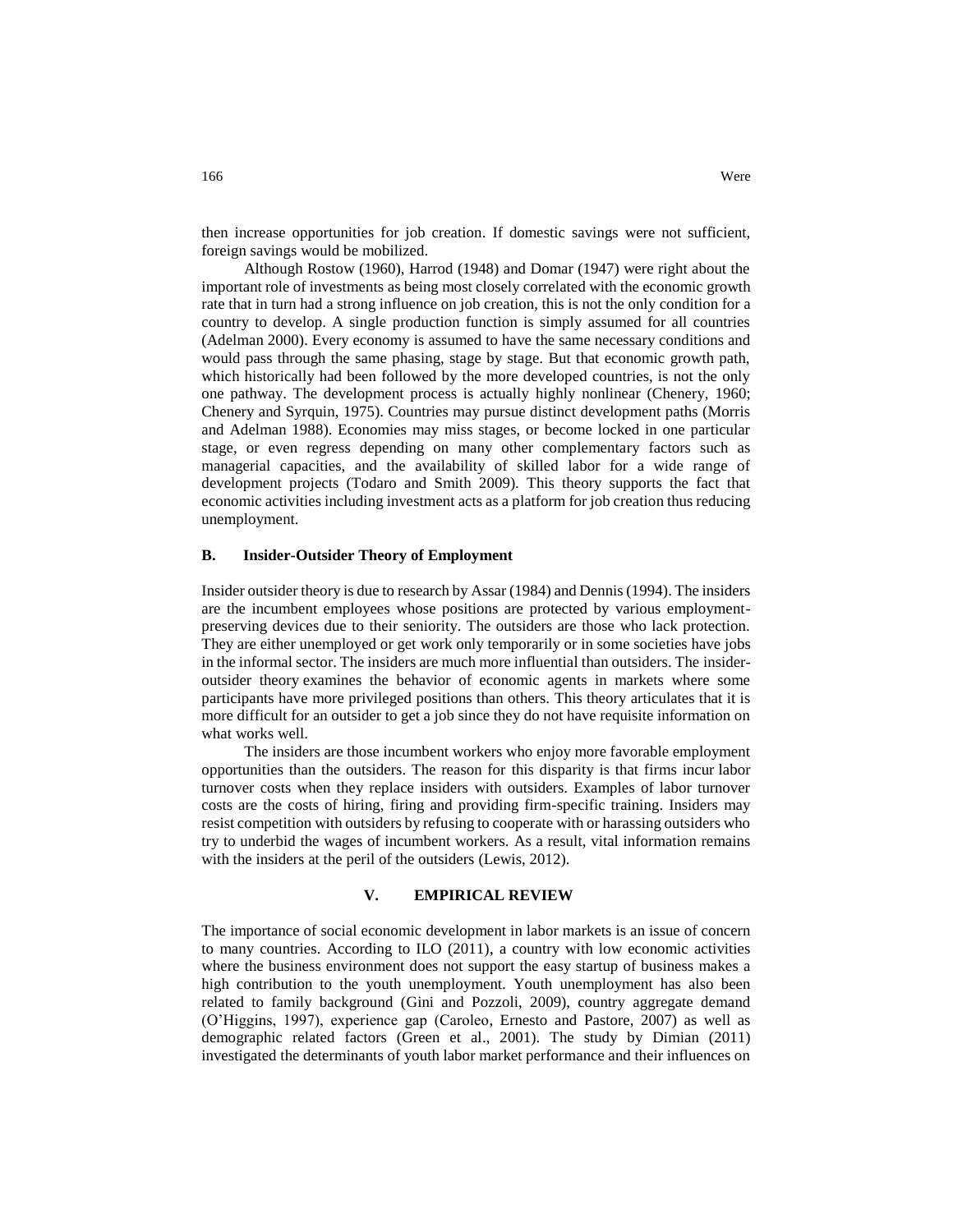then increase opportunities for job creation. If domestic savings were not sufficient, foreign savings would be mobilized.

Although Rostow (1960), Harrod (1948) and Domar (1947) were right about the important role of investments as being most closely correlated with the economic growth rate that in turn had a strong influence on job creation, this is not the only condition for a country to develop. A single production function is simply assumed for all countries (Adelman 2000). Every economy is assumed to have the same necessary conditions and would pass through the same phasing, stage by stage. But that economic growth path, which historically had been followed by the more developed countries, is not the only one pathway. The development process is actually highly nonlinear (Chenery, 1960; Chenery and Syrquin, 1975). Countries may pursue distinct development paths (Morris and Adelman 1988). Economies may miss stages, or become locked in one particular stage, or even regress depending on many other complementary factors such as managerial capacities, and the availability of skilled labor for a wide range of development projects (Todaro and Smith 2009). This theory supports the fact that economic activities including investment acts as a platform for job creation thus reducing unemployment.

### B. Insider-Outsider Theory of Employment

Insider outsider theory is due to research by Assar (1984) and Dennis (1994). The insiders are the incumbent employees whose positions are protected by various employment-preserving devices due to their seniority. The outsiders are those who lack protection. They are either unemployed or get work only temporarily or in some societies have jobs in the informal sector. The insiders are much more influential than outsiders. The insider-outsider theory examines the behavior of economic agents in markets where some participants have more privileged positions than others. This theory articulates that it is more difficult for an outsider to get a job since they do not have requisite information on what works well.

The insiders are those incumbent workers who enjoy more favorable employment opportunities than the outsiders. The reason for this disparity is that firms incur labor turnover costs when they replace insiders with outsiders. Examples of labor turnover costs are the costs of hiring, firing and providing firm-specific training. Insiders may resist competition with outsiders by refusing to cooperate with or harassing outsiders who try to underbid the wages of incumbent workers. As a result, vital information remains with the insiders at the peril of the outsiders (Lewis, 2012).

## V. EMPIRICAL REVIEW

The importance of social economic development in labor markets is an issue of concern to many countries. According to ILO (2011), a country with low economic activities where the business environment does not support the easy startup of business makes a high contribution to the youth unemployment. Youth unemployment has also been related to family background (Gini and Pozzoli, 2009), country aggregate demand (O'Higgins, 1997), experience gap (Caroleo, Ernesto and Pastore, 2007) as well as demographic related factors (Green et al., 2001). The study by Dimian (2011) investigated the determinants of youth labor market performance and their influences on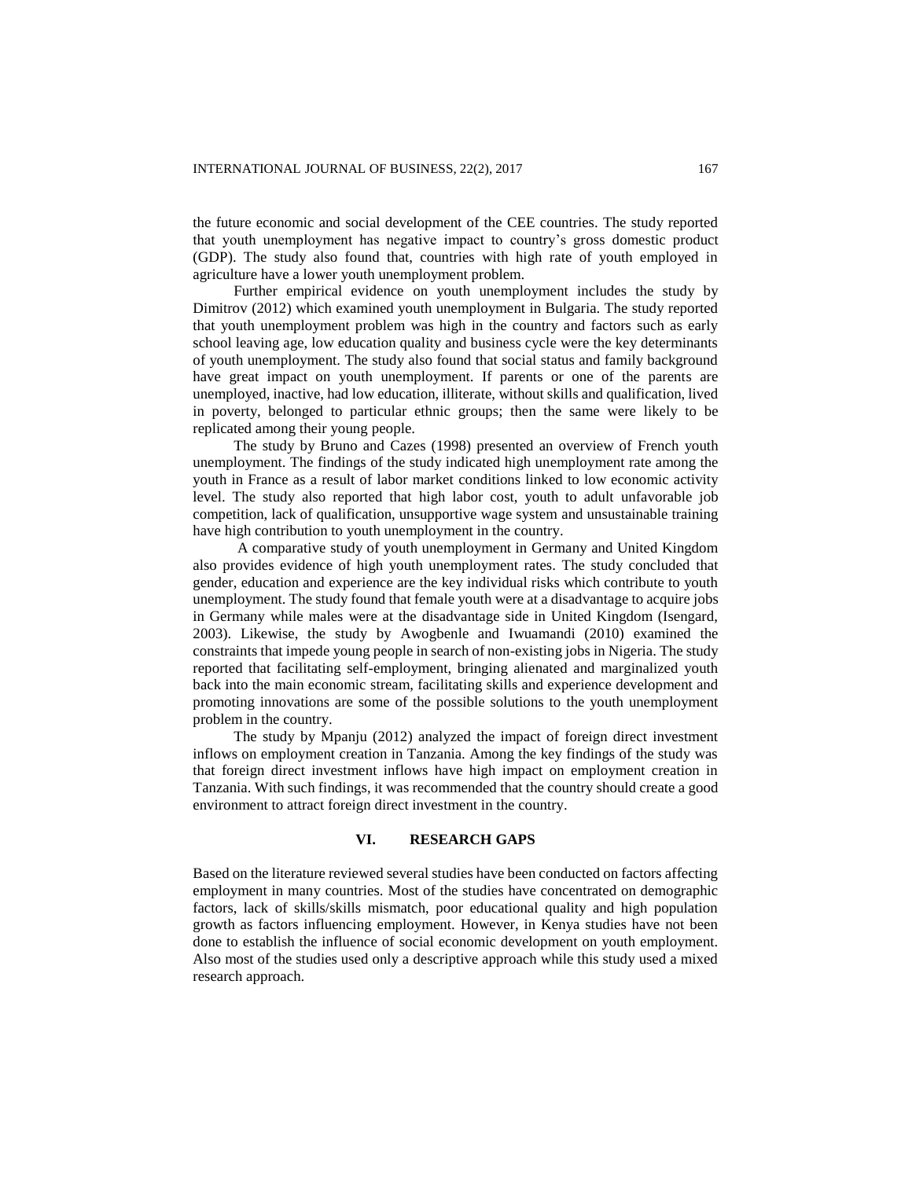the future economic and social development of the CEE countries. The study reported that youth unemployment has negative impact to country's gross domestic product (GDP). The study also found that, countries with high rate of youth employed in agriculture have a lower youth unemployment problem.

Further empirical evidence on youth unemployment includes the study by Dimitrov (2012) which examined youth unemployment in Bulgaria. The study reported that youth unemployment problem was high in the country and factors such as early school leaving age, low education quality and business cycle were the key determinants of youth unemployment. The study also found that social status and family background have great impact on youth unemployment. If parents or one of the parents are unemployed, inactive, had low education, illiterate, without skills and qualification, lived in poverty, belonged to particular ethnic groups; then the same were likely to be replicated among their young people.

The study by Bruno and Cazes (1998) presented an overview of French youth unemployment. The findings of the study indicated high unemployment rate among the youth in France as a result of labor market conditions linked to low economic activity level. The study also reported that high labor cost, youth to adult unfavorable job competition, lack of qualification, unsupportive wage system and unsustainable training have high contribution to youth unemployment in the country.

A comparative study of youth unemployment in Germany and United Kingdom also provides evidence of high youth unemployment rates. The study concluded that gender, education and experience are the key individual risks which contribute to youth unemployment. The study found that female youth were at a disadvantage to acquire jobs in Germany while males were at the disadvantage side in United Kingdom (Isengard, 2003). Likewise, the study by Awogbenle and Iwuamandi (2010) examined the constraints that impede young people in search of non-existing jobs in Nigeria. The study reported that facilitating self-employment, bringing alienated and marginalized youth back into the main economic stream, facilitating skills and experience development and promoting innovations are some of the possible solutions to the youth unemployment problem in the country.

The study by Mpanju (2012) analyzed the impact of foreign direct investment inflows on employment creation in Tanzania. Among the key findings of the study was that foreign direct investment inflows have high impact on employment creation in Tanzania. With such findings, it was recommended that the country should create a good environment to attract foreign direct investment in the country.

## VI. RESEARCH GAPS

Based on the literature reviewed several studies have been conducted on factors affecting employment in many countries. Most of the studies have concentrated on demographic factors, lack of skills/skills mismatch, poor educational quality and high population growth as factors influencing employment. However, in Kenya studies have not been done to establish the influence of social economic development on youth employment. Also most of the studies used only a descriptive approach while this study used a mixed research approach.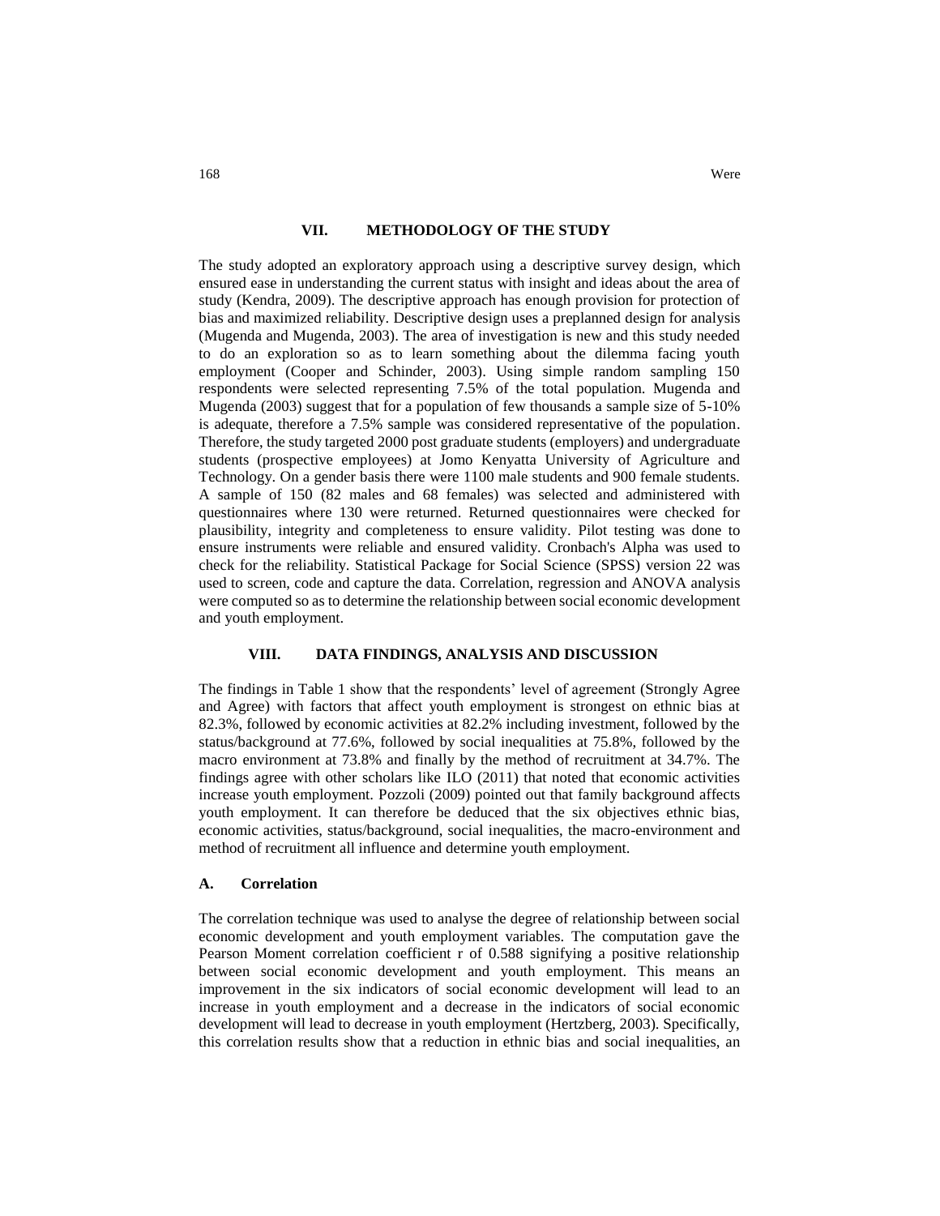## VII. METHODOLOGY OF THE STUDY

The study adopted an exploratory approach using a descriptive survey design, which ensured ease in understanding the current status with insight and ideas about the area of study (Kendra, 2009). The descriptive approach has enough provision for protection of bias and maximized reliability. Descriptive design uses a preplanned design for analysis (Mugenda and Mugenda, 2003). The area of investigation is new and this study needed to do an exploration so as to learn something about the dilemma facing youth employment (Cooper and Schinder, 2003). Using simple random sampling 150 respondents were selected representing 7.5% of the total population. Mugenda and Mugenda (2003) suggest that for a population of few thousands a sample size of 5-10% is adequate, therefore a 7.5% sample was considered representative of the population. Therefore, the study targeted 2000 post graduate students (employers) and undergraduate students (prospective employees) at Jomo Kenyatta University of Agriculture and Technology. On a gender basis there were 1100 male students and 900 female students. A sample of 150 (82 males and 68 females) was selected and administered with questionnaires where 130 were returned. Returned questionnaires were checked for plausibility, integrity and completeness to ensure validity. Pilot testing was done to ensure instruments were reliable and ensured validity. Cronbach's Alpha was used to check for the reliability. Statistical Package for Social Science (SPSS) version 22 was used to screen, code and capture the data. Correlation, regression and ANOVA analysis were computed so as to determine the relationship between social economic development and youth employment.

## VIII. DATA FINDINGS, ANALYSIS AND DISCUSSION

The findings in Table 1 show that the respondents' level of agreement (Strongly Agree and Agree) with factors that affect youth employment is strongest on ethnic bias at 82.3%, followed by economic activities at 82.2% including investment, followed by the status/background at 77.6%, followed by social inequalities at 75.8%, followed by the macro environment at 73.8% and finally by the method of recruitment at 34.7%. The findings agree with other scholars like ILO (2011) that noted that economic activities increase youth employment. Pozzoli (2009) pointed out that family background affects youth employment. It can therefore be deduced that the six objectives ethnic bias, economic activities, status/background, social inequalities, the macro-environment and method of recruitment all influence and determine youth employment.

### A. Correlation

The correlation technique was used to analyse the degree of relationship between social economic development and youth employment variables. The computation gave the Pearson Moment correlation coefficient r of 0.588 signifying a positive relationship between social economic development and youth employment. This means an improvement in the six indicators of social economic development will lead to an increase in youth employment and a decrease in the indicators of social economic development will lead to decrease in youth employment (Hertzberg, 2003). Specifically, this correlation results show that a reduction in ethnic bias and social inequalities, an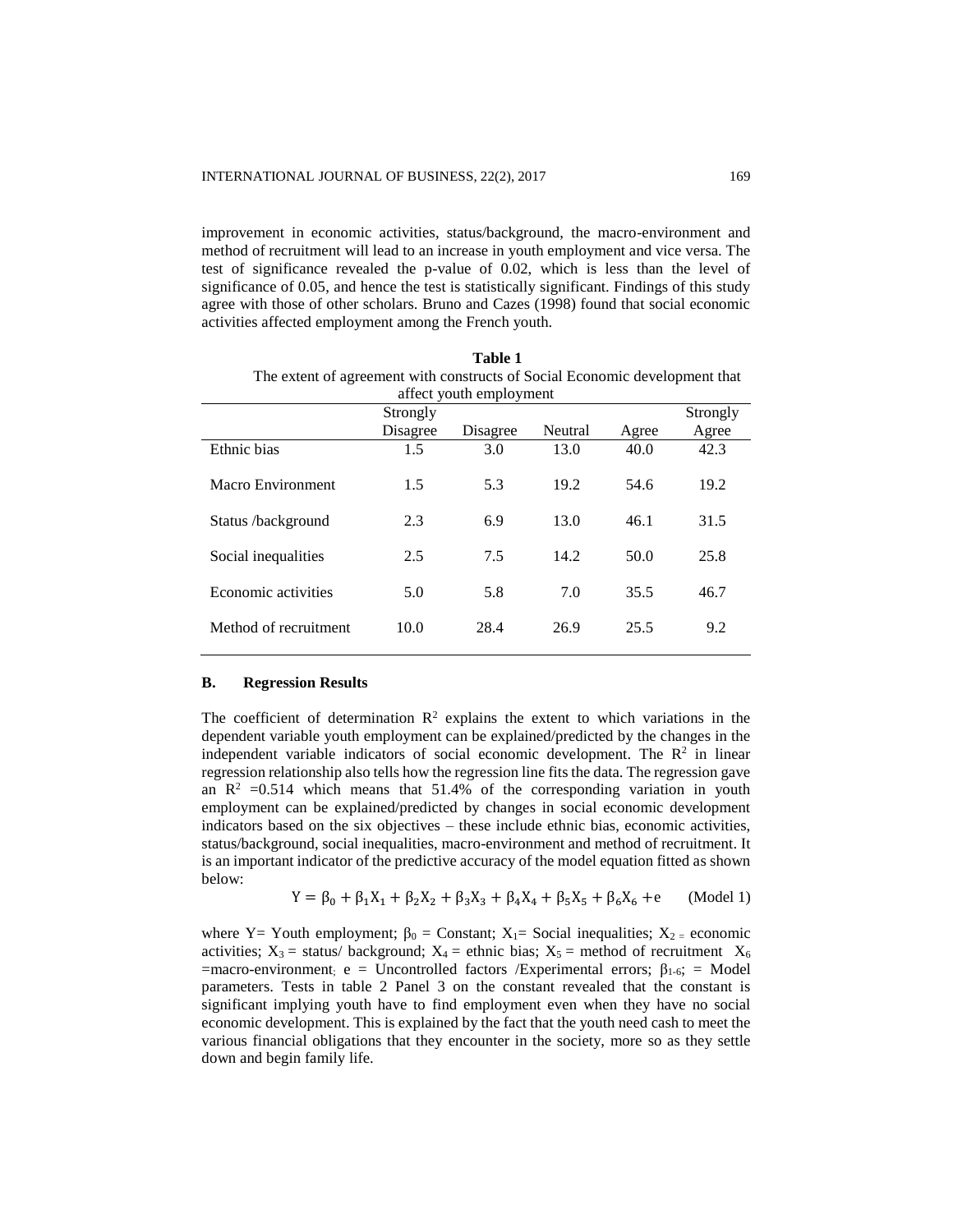improvement in economic activities, status/background, the macro-environment and method of recruitment will lead to an increase in youth employment and vice versa. The test of significance revealed the p-value of 0.02, which is less than the level of significance of 0.05, and hence the test is statistically significant. Findings of this study agree with those of other scholars. Bruno and Cazes (1998) found that social economic activities affected employment among the French youth.

**Table 1**
The extent of agreement with constructs of Social Economic development that affect youth employment

| | Strongly Disagree | Disagree | Neutral | Agree | Strongly Agree |
|---|---|---|---|---|---|
| Ethnic bias | 1.5 | 3.0 | 13.0 | 40.0 | 42.3 |
| Macro Environment | 1.5 | 5.3 | 19.2 | 54.6 | 19.2 |
| Status /background | 2.3 | 6.9 | 13.0 | 46.1 | 31.5 |
| Social inequalities | 2.5 | 7.5 | 14.2 | 50.0 | 25.8 |
| Economic activities | 5.0 | 5.8 | 7.0 | 35.5 | 46.7 |
| Method of recruitment | 10.0 | 28.4 | 26.9 | 25.5 | 9.2 |

### B. Regression Results

The coefficient of determination $R^2$ explains the extent to which variations in the dependent variable youth employment can be explained/predicted by the changes in the independent variable indicators of social economic development. The $R^2$ in linear regression relationship also tells how the regression line fits the data. The regression gave an $R^2$ =0.514 which means that 51.4% of the corresponding variation in youth employment can be explained/predicted by changes in social economic development indicators based on the six objectives – these include ethnic bias, economic activities, status/background, social inequalities, macro-environment and method of recruitment. It is an important indicator of the predictive accuracy of the model equation fitted as shown below:

$$Y = \beta_0 + \beta_1 X_1 + \beta_2 X_2 + \beta_3 X_3 + \beta_4 X_4 + \beta_5 X_5 + \beta_6 X_6 + e \qquad \text{(Model 1)}$$

where Y= Youth employment; $\beta_0$ = Constant; $X_1$= Social inequalities; $X_2$ = economic activities; $X_3$ = status/ background; $X_4$ = ethnic bias; $X_5$ = method of recruitment $X_6$ =macro-environment; e = Uncontrolled factors /Experimental errors; $\beta_{1\text{-}6}$; = Model parameters. Tests in table 2 Panel 3 on the constant revealed that the constant is significant implying youth have to find employment even when they have no social economic development. This is explained by the fact that the youth need cash to meet the various financial obligations that they encounter in the society, more so as they settle down and begin family life.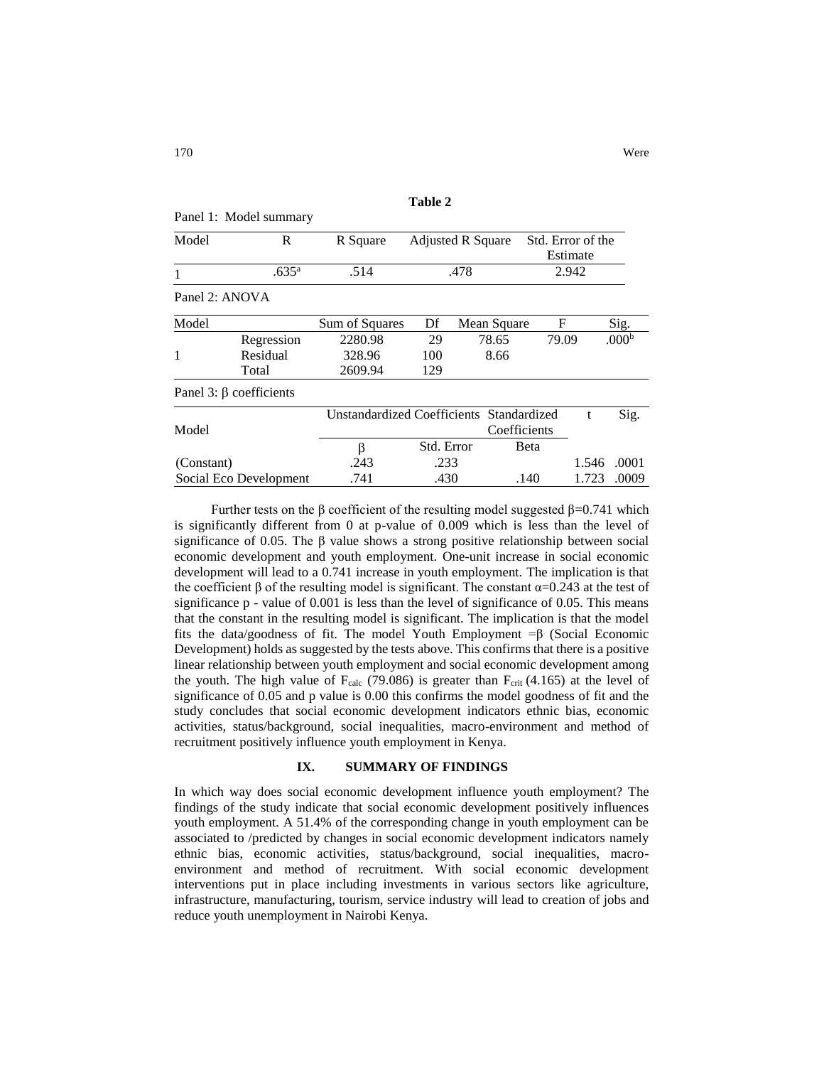**Table 2**

Panel 1: Model summary

| Model | R | R Square | Adjusted R Square | Std. Error of the Estimate |
|---|---|---|---|---|
| 1 | .635[a] | .514 | .478 | 2.942 |

Panel 2: ANOVA

| Model | | Sum of Squares | Df | Mean Square | F | Sig. |
|---|---|---|---|---|---|---|
| | Regression | 2280.98 | 29 | 78.65 | 79.09 | .000[b] |
| 1 | Residual | 328.96 | 100 | 8.66 | | |
| | Total | 2609.94 | 129 | | | |

Panel 3: β coefficients

| Model | Unstandardized Coefficients | | Standardized Coefficients | t | Sig. |
|---|---|---|---|---|---|
| | β | Std. Error | Beta | | |
| (Constant) | .243 | .233 | | 1.546 | .0001 |
| Social Eco Development | .741 | .430 | .140 | 1.723 | .0009 |

Further tests on the β coefficient of the resulting model suggested β=0.741 which is significantly different from 0 at p-value of 0.009 which is less than the level of significance of 0.05. The β value shows a strong positive relationship between social economic development and youth employment. One-unit increase in social economic development will lead to a 0.741 increase in youth employment. The implication is that the coefficient β of the resulting model is significant. The constant α=0.243 at the test of significance p - value of 0.001 is less than the level of significance of 0.05. This means that the constant in the resulting model is significant. The implication is that the model fits the data/goodness of fit. The model Youth Employment =β (Social Economic Development) holds as suggested by the tests above. This confirms that there is a positive linear relationship between youth employment and social economic development among the youth. The high value of $F_{calc}$ (79.086) is greater than $F_{crit}$ (4.165) at the level of significance of 0.05 and p value is 0.00 this confirms the model goodness of fit and the study concludes that social economic development indicators ethnic bias, economic activities, status/background, social inequalities, macro-environment and method of recruitment positively influence youth employment in Kenya.

## IX. SUMMARY OF FINDINGS

In which way does social economic development influence youth employment? The findings of the study indicate that social economic development positively influences youth employment. A 51.4% of the corresponding change in youth employment can be associated to /predicted by changes in social economic development indicators namely ethnic bias, economic activities, status/background, social inequalities, macro-environment and method of recruitment. With social economic development interventions put in place including investments in various sectors like agriculture, infrastructure, manufacturing, tourism, service industry will lead to creation of jobs and reduce youth unemployment in Nairobi Kenya.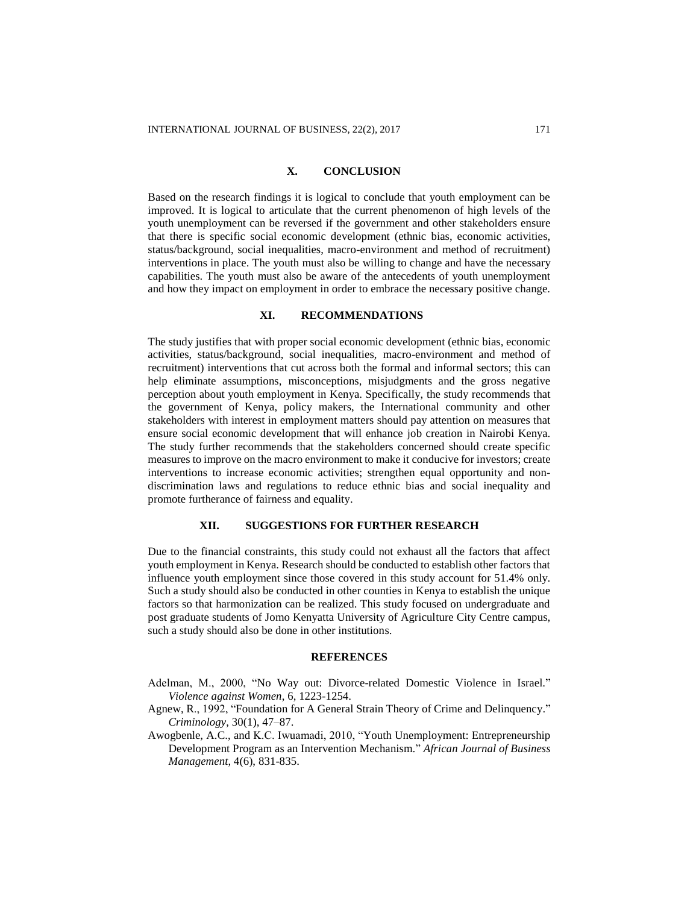## X. CONCLUSION

Based on the research findings it is logical to conclude that youth employment can be improved. It is logical to articulate that the current phenomenon of high levels of the youth unemployment can be reversed if the government and other stakeholders ensure that there is specific social economic development (ethnic bias, economic activities, status/background, social inequalities, macro-environment and method of recruitment) interventions in place. The youth must also be willing to change and have the necessary capabilities. The youth must also be aware of the antecedents of youth unemployment and how they impact on employment in order to embrace the necessary positive change.

## XI. RECOMMENDATIONS

The study justifies that with proper social economic development (ethnic bias, economic activities, status/background, social inequalities, macro-environment and method of recruitment) interventions that cut across both the formal and informal sectors; this can help eliminate assumptions, misconceptions, misjudgments and the gross negative perception about youth employment in Kenya. Specifically, the study recommends that the government of Kenya, policy makers, the International community and other stakeholders with interest in employment matters should pay attention on measures that ensure social economic development that will enhance job creation in Nairobi Kenya. The study further recommends that the stakeholders concerned should create specific measures to improve on the macro environment to make it conducive for investors; create interventions to increase economic activities; strengthen equal opportunity and non-discrimination laws and regulations to reduce ethnic bias and social inequality and promote furtherance of fairness and equality.

## XII. SUGGESTIONS FOR FURTHER RESEARCH

Due to the financial constraints, this study could not exhaust all the factors that affect youth employment in Kenya. Research should be conducted to establish other factors that influence youth employment since those covered in this study account for 51.4% only. Such a study should also be conducted in other counties in Kenya to establish the unique factors so that harmonization can be realized. This study focused on undergraduate and post graduate students of Jomo Kenyatta University of Agriculture City Centre campus, such a study should also be done in other institutions.

## REFERENCES

Adelman, M., 2000, "No Way out: Divorce-related Domestic Violence in Israel." *Violence against Women*, 6, 1223-1254.

Agnew, R., 1992, "Foundation for A General Strain Theory of Crime and Delinquency." *Criminology*, 30(1), 47–87.

Awogbenle, A.C., and K.C. Iwuamadi, 2010, "Youth Unemployment: Entrepreneurship Development Program as an Intervention Mechanism." *African Journal of Business Management*, 4(6), 831-835.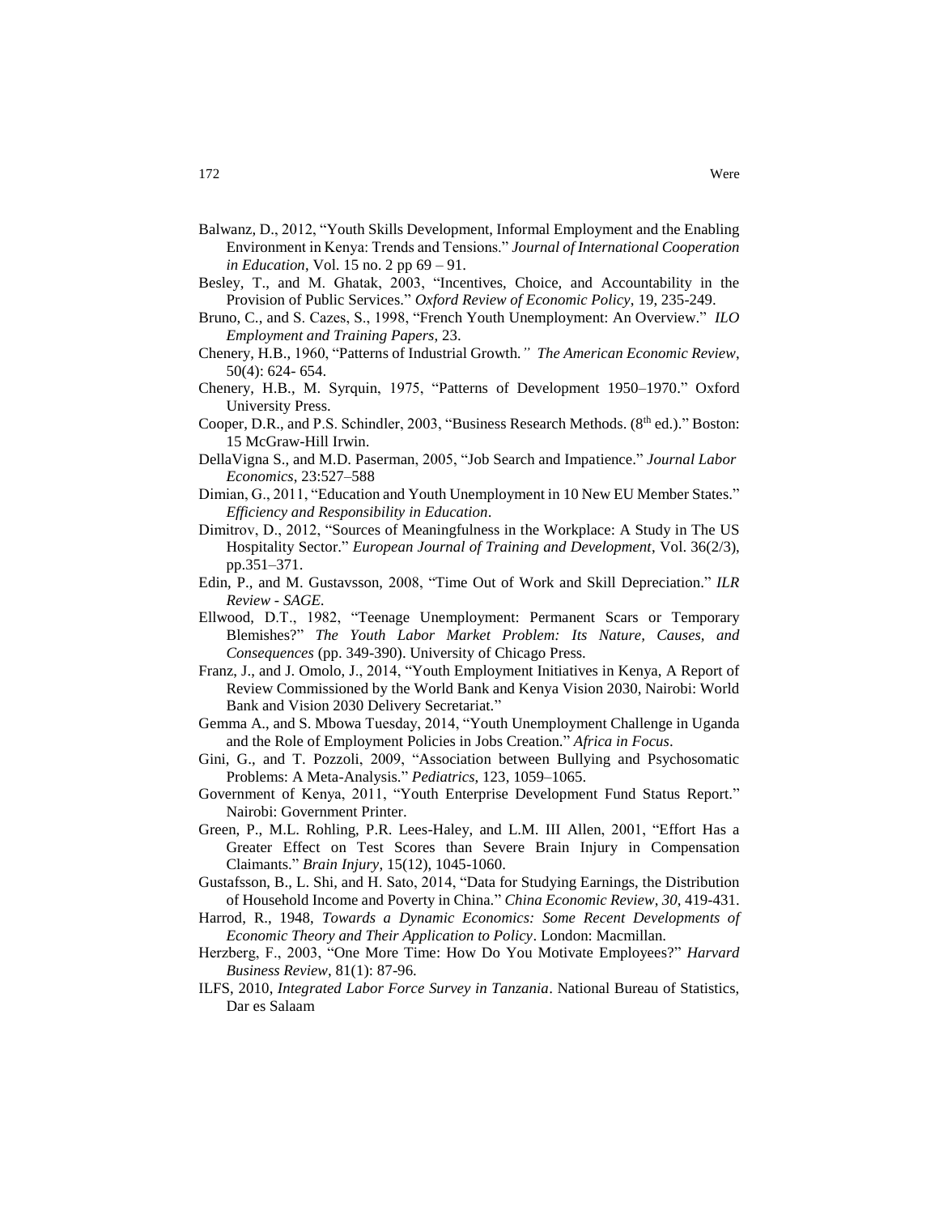Balwanz, D., 2012, "Youth Skills Development, Informal Employment and the Enabling Environment in Kenya: Trends and Tensions." *Journal of International Cooperation in Education*, Vol. 15 no. 2 pp 69 – 91.

Besley, T., and M. Ghatak, 2003, "Incentives, Choice, and Accountability in the Provision of Public Services." *Oxford Review of Economic Policy*, 19, 235-249.

Bruno, C., and S. Cazes, S., 1998, "French Youth Unemployment: An Overview." *ILO Employment and Training Papers*, 23.

Chenery, H.B., 1960, "Patterns of Industrial Growth." *The American Economic Review*, 50(4): 624- 654.

Chenery, H.B., M. Syrquin, 1975, "Patterns of Development 1950–1970." Oxford University Press.

Cooper, D.R., and P.S. Schindler, 2003, "Business Research Methods. (8th ed.)." Boston: 15 McGraw-Hill Irwin.

DellaVigna S., and M.D. Paserman, 2005, "Job Search and Impatience." *Journal Labor Economics*, 23:527–588

Dimian, G., 2011, "Education and Youth Unemployment in 10 New EU Member States." *Efficiency and Responsibility in Education*.

Dimitrov, D., 2012, "Sources of Meaningfulness in the Workplace: A Study in The US Hospitality Sector." *European Journal of Training and Development*, Vol. 36(2/3), pp.351–371.

Edin, P., and M. Gustavsson, 2008, "Time Out of Work and Skill Depreciation." *ILR Review - SAGE*.

Ellwood, D.T., 1982, "Teenage Unemployment: Permanent Scars or Temporary Blemishes?" *The Youth Labor Market Problem: Its Nature, Causes, and Consequences* (pp. 349-390). University of Chicago Press.

Franz, J., and J. Omolo, J., 2014, "Youth Employment Initiatives in Kenya, A Report of Review Commissioned by the World Bank and Kenya Vision 2030, Nairobi: World Bank and Vision 2030 Delivery Secretariat."

Gemma A., and S. Mbowa Tuesday, 2014, "Youth Unemployment Challenge in Uganda and the Role of Employment Policies in Jobs Creation." *Africa in Focus*.

Gini, G., and T. Pozzoli, 2009, "Association between Bullying and Psychosomatic Problems: A Meta-Analysis." *Pediatrics*, 123, 1059–1065.

Government of Kenya, 2011, "Youth Enterprise Development Fund Status Report." Nairobi: Government Printer.

Green, P., M.L. Rohling, P.R. Lees-Haley, and L.M. III Allen, 2001, "Effort Has a Greater Effect on Test Scores than Severe Brain Injury in Compensation Claimants." *Brain Injury*, 15(12), 1045-1060.

Gustafsson, B., L. Shi, and H. Sato, 2014, "Data for Studying Earnings, the Distribution of Household Income and Poverty in China." *China Economic Review*, *30*, 419-431.

Harrod, R., 1948, *Towards a Dynamic Economics: Some Recent Developments of Economic Theory and Their Application to Policy*. London: Macmillan.

Herzberg, F., 2003, "One More Time: How Do You Motivate Employees?" *Harvard Business Review*, 81(1): 87-96.

ILFS, 2010, *Integrated Labor Force Survey in Tanzania*. National Bureau of Statistics, Dar es Salaam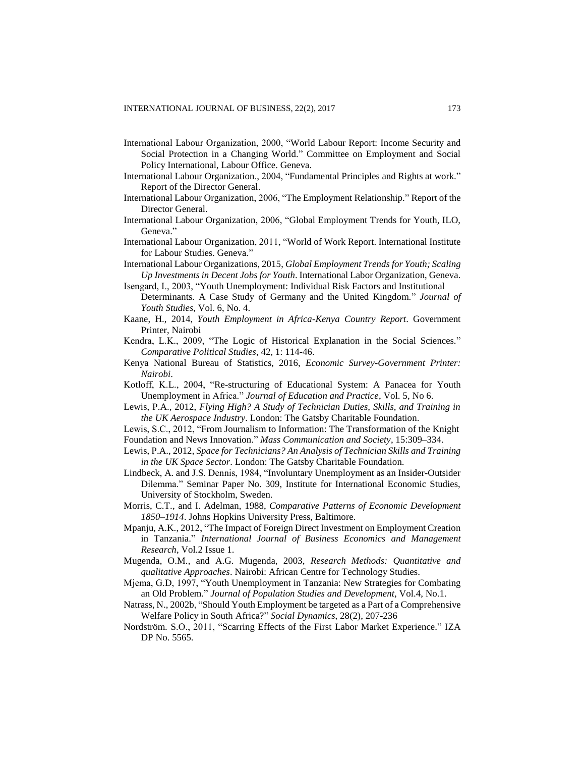International Labour Organization, 2000, "World Labour Report: Income Security and Social Protection in a Changing World." Committee on Employment and Social Policy International, Labour Office. Geneva.

International Labour Organization., 2004, "Fundamental Principles and Rights at work." Report of the Director General.

International Labour Organization, 2006, "The Employment Relationship." Report of the Director General.

International Labour Organization, 2006, "Global Employment Trends for Youth, ILO, Geneva."

International Labour Organization, 2011, "World of Work Report. International Institute for Labour Studies. Geneva."

International Labour Organizations, 2015, *Global Employment Trends for Youth; Scaling Up Investments in Decent Jobs for Youth*. International Labor Organization, Geneva.

Isengard, I., 2003, "Youth Unemployment: Individual Risk Factors and Institutional Determinants. A Case Study of Germany and the United Kingdom." *Journal of Youth Studies*, Vol. 6, No. 4.

Kaane, H., 2014, *Youth Employment in Africa-Kenya Country Report*. Government Printer, Nairobi

Kendra, L.K., 2009, "The Logic of Historical Explanation in the Social Sciences." *Comparative Political Studies*, 42, 1: 114-46.

Kenya National Bureau of Statistics, 2016, *Economic Survey-Government Printer: Nairobi*.

Kotloff, K.L., 2004, "Re-structuring of Educational System: A Panacea for Youth Unemployment in Africa." *Journal of Education and Practice*, Vol. 5, No 6.

Lewis, P.A., 2012, *Flying High? A Study of Technician Duties, Skills, and Training in the UK Aerospace Industry*. London: The Gatsby Charitable Foundation.

Lewis, S.C., 2012, "From Journalism to Information: The Transformation of the Knight Foundation and News Innovation." *Mass Communication and Society*, 15:309–334.

Lewis, P.A., 2012, *Space for Technicians? An Analysis of Technician Skills and Training in the UK Space Sector*. London: The Gatsby Charitable Foundation.

Lindbeck, A. and J.S. Dennis, 1984, "Involuntary Unemployment as an Insider-Outsider Dilemma." Seminar Paper No. 309, Institute for International Economic Studies, University of Stockholm, Sweden.

Morris, C.T., and I. Adelman, 1988, *Comparative Patterns of Economic Development 1850–1914*. Johns Hopkins University Press, Baltimore.

Mpanju, A.K., 2012, "The Impact of Foreign Direct Investment on Employment Creation in Tanzania." *International Journal of Business Economics and Management Research*, Vol.2 Issue 1.

Mugenda, O.M., and A.G. Mugenda, 2003, *Research Methods: Quantitative and qualitative Approaches*. Nairobi: African Centre for Technology Studies.

Mjema, G.D, 1997, "Youth Unemployment in Tanzania: New Strategies for Combating an Old Problem." *Journal of Population Studies and Development*, Vol.4, No.1.

Natrass, N., 2002b, "Should Youth Employment be targeted as a Part of a Comprehensive Welfare Policy in South Africa?" *Social Dynamics*, 28(2), 207-236

Nordström. S.O., 2011, "Scarring Effects of the First Labor Market Experience." IZA DP No. 5565.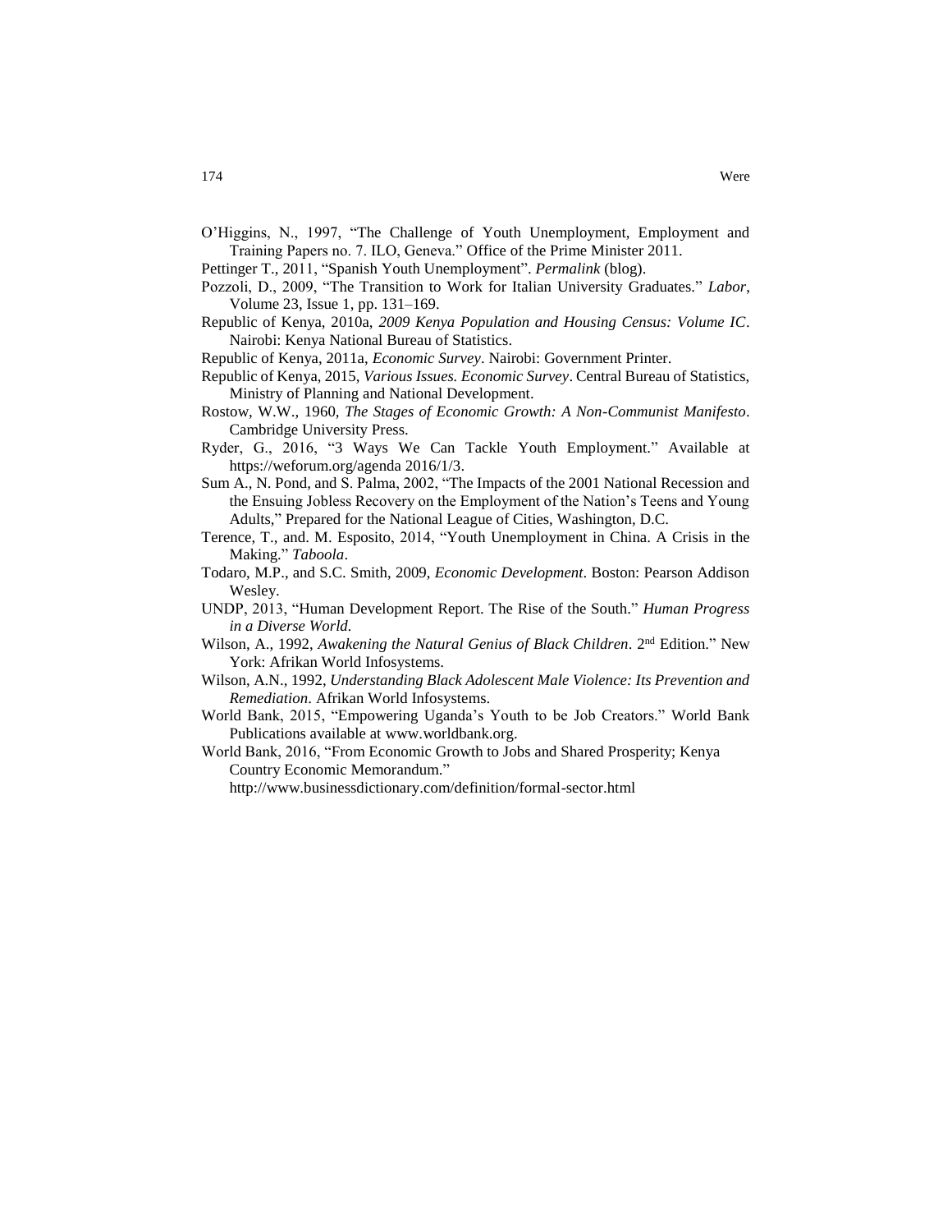O'Higgins, N., 1997, "The Challenge of Youth Unemployment, Employment and Training Papers no. 7. ILO, Geneva." Office of the Prime Minister 2011.

Pettinger T., 2011, "Spanish Youth Unemployment". *Permalink* (blog).

Pozzoli, D., 2009, "The Transition to Work for Italian University Graduates." *Labor*, Volume 23, Issue 1, pp. 131–169.

Republic of Kenya, 2010a, *2009 Kenya Population and Housing Census: Volume IC*. Nairobi: Kenya National Bureau of Statistics.

Republic of Kenya, 2011a, *Economic Survey*. Nairobi: Government Printer.

Republic of Kenya, 2015, *Various Issues. Economic Survey*. Central Bureau of Statistics, Ministry of Planning and National Development.

Rostow, W.W., 1960, *The Stages of Economic Growth: A Non-Communist Manifesto*. Cambridge University Press.

Ryder, G., 2016, "3 Ways We Can Tackle Youth Employment." Available at https://weforum.org/agenda 2016/1/3.

Sum A., N. Pond, and S. Palma, 2002, "The Impacts of the 2001 National Recession and the Ensuing Jobless Recovery on the Employment of the Nation's Teens and Young Adults," Prepared for the National League of Cities, Washington, D.C.

Terence, T., and. M. Esposito, 2014, "Youth Unemployment in China. A Crisis in the Making." *Taboola*.

Todaro, M.P., and S.C. Smith, 2009, *Economic Development*. Boston: Pearson Addison Wesley.

UNDP, 2013, "Human Development Report. The Rise of the South." *Human Progress in a Diverse World.*

Wilson, A., 1992, *Awakening the Natural Genius of Black Children*. 2nd Edition." New York: Afrikan World Infosystems.

Wilson, A.N., 1992, *Understanding Black Adolescent Male Violence: Its Prevention and Remediation*. Afrikan World Infosystems.

World Bank, 2015, "Empowering Uganda's Youth to be Job Creators." World Bank Publications available at www.worldbank.org.

World Bank, 2016, "From Economic Growth to Jobs and Shared Prosperity; Kenya Country Economic Memorandum."
http://www.businessdictionary.com/definition/formal-sector.html